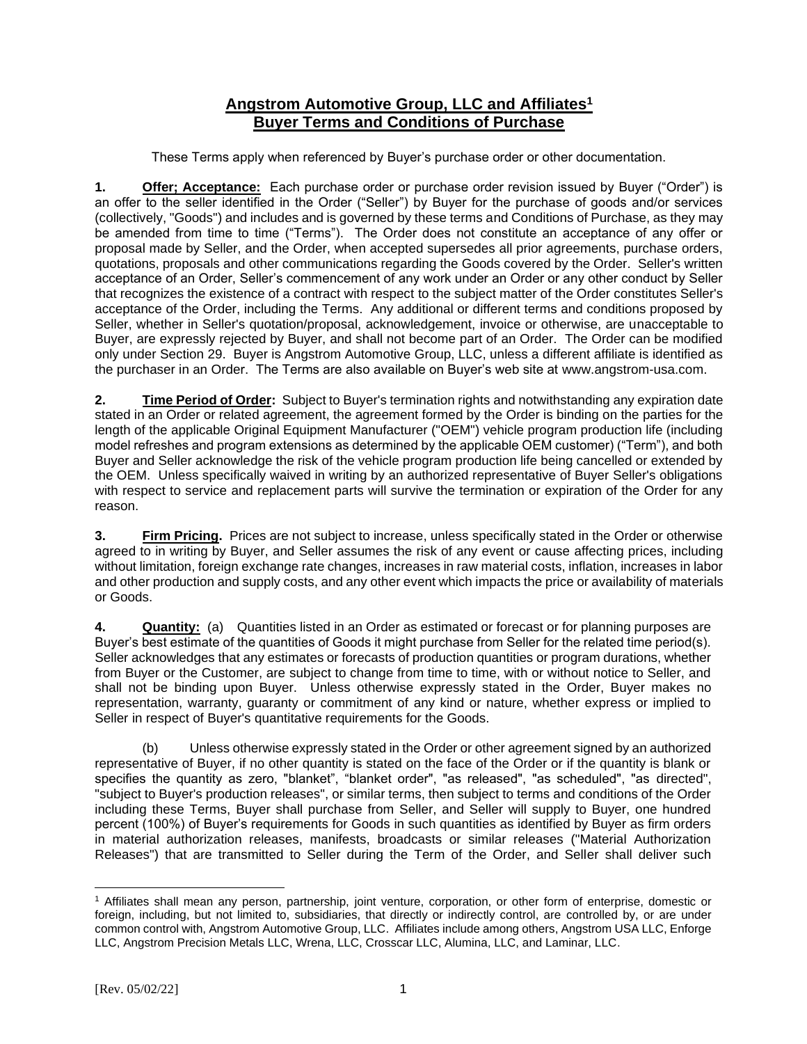# Angstrom Automotive Group, LLC and Affiliates[1]
# Buyer Terms and Conditions of Purchase

These Terms apply when referenced by Buyer's purchase order or other documentation.

**1. Offer; Acceptance:** Each purchase order or purchase order revision issued by Buyer ("Order") is an offer to the seller identified in the Order ("Seller") by Buyer for the purchase of goods and/or services (collectively, "Goods") and includes and is governed by these terms and Conditions of Purchase, as they may be amended from time to time ("Terms"). The Order does not constitute an acceptance of any offer or proposal made by Seller, and the Order, when accepted supersedes all prior agreements, purchase orders, quotations, proposals and other communications regarding the Goods covered by the Order. Seller's written acceptance of an Order, Seller's commencement of any work under an Order or any other conduct by Seller that recognizes the existence of a contract with respect to the subject matter of the Order constitutes Seller's acceptance of the Order, including the Terms. Any additional or different terms and conditions proposed by Seller, whether in Seller's quotation/proposal, acknowledgement, invoice or otherwise, are unacceptable to Buyer, are expressly rejected by Buyer, and shall not become part of an Order. The Order can be modified only under Section 29. Buyer is Angstrom Automotive Group, LLC, unless a different affiliate is identified as the purchaser in an Order. The Terms are also available on Buyer's web site at www.angstrom-usa.com.

**2. Time Period of Order:** Subject to Buyer's termination rights and notwithstanding any expiration date stated in an Order or related agreement, the agreement formed by the Order is binding on the parties for the length of the applicable Original Equipment Manufacturer ("OEM") vehicle program production life (including model refreshes and program extensions as determined by the applicable OEM customer) ("Term"), and both Buyer and Seller acknowledge the risk of the vehicle program production life being cancelled or extended by the OEM. Unless specifically waived in writing by an authorized representative of Buyer Seller's obligations with respect to service and replacement parts will survive the termination or expiration of the Order for any reason.

**3. Firm Pricing.** Prices are not subject to increase, unless specifically stated in the Order or otherwise agreed to in writing by Buyer, and Seller assumes the risk of any event or cause affecting prices, including without limitation, foreign exchange rate changes, increases in raw material costs, inflation, increases in labor and other production and supply costs, and any other event which impacts the price or availability of materials or Goods.

**4. Quantity:** (a) Quantities listed in an Order as estimated or forecast or for planning purposes are Buyer's best estimate of the quantities of Goods it might purchase from Seller for the related time period(s). Seller acknowledges that any estimates or forecasts of production quantities or program durations, whether from Buyer or the Customer, are subject to change from time to time, with or without notice to Seller, and shall not be binding upon Buyer. Unless otherwise expressly stated in the Order, Buyer makes no representation, warranty, guaranty or commitment of any kind or nature, whether express or implied to Seller in respect of Buyer's quantitative requirements for the Goods.

(b) Unless otherwise expressly stated in the Order or other agreement signed by an authorized representative of Buyer, if no other quantity is stated on the face of the Order or if the quantity is blank or specifies the quantity as zero, "blanket", "blanket order", "as released", "as scheduled", "as directed", "subject to Buyer's production releases", or similar terms, then subject to terms and conditions of the Order including these Terms, Buyer shall purchase from Seller, and Seller will supply to Buyer, one hundred percent (100%) of Buyer's requirements for Goods in such quantities as identified by Buyer as firm orders in material authorization releases, manifests, broadcasts or similar releases ("Material Authorization Releases") that are transmitted to Seller during the Term of the Order, and Seller shall deliver such

---

[1] Affiliates shall mean any person, partnership, joint venture, corporation, or other form of enterprise, domestic or foreign, including, but not limited to, subsidiaries, that directly or indirectly control, are controlled by, or are under common control with, Angstrom Automotive Group, LLC. Affiliates include among others, Angstrom USA LLC, Enforge LLC, Angstrom Precision Metals LLC, Wrena, LLC, Crosscar LLC, Alumina, LLC, and Laminar, LLC.

[Rev. 05/02/22]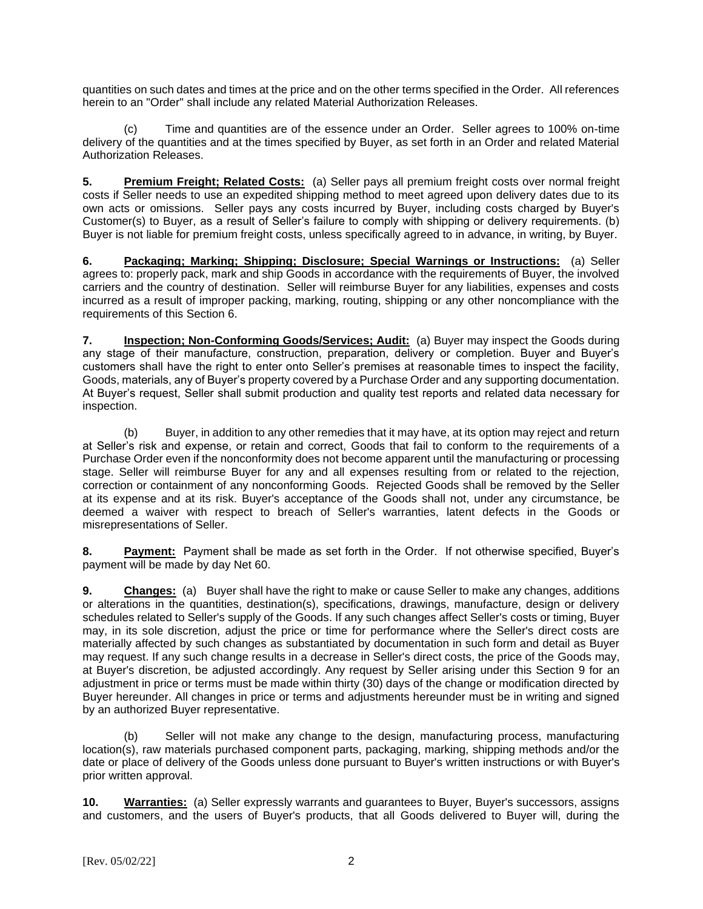quantities on such dates and times at the price and on the other terms specified in the Order. All references herein to an "Order" shall include any related Material Authorization Releases.

(c) Time and quantities are of the essence under an Order. Seller agrees to 100% on-time delivery of the quantities and at the times specified by Buyer, as set forth in an Order and related Material Authorization Releases.

**5. Premium Freight; Related Costs:** (a) Seller pays all premium freight costs over normal freight costs if Seller needs to use an expedited shipping method to meet agreed upon delivery dates due to its own acts or omissions. Seller pays any costs incurred by Buyer, including costs charged by Buyer's Customer(s) to Buyer, as a result of Seller's failure to comply with shipping or delivery requirements. (b) Buyer is not liable for premium freight costs, unless specifically agreed to in advance, in writing, by Buyer.

**6. Packaging; Marking; Shipping; Disclosure; Special Warnings or Instructions:** (a) Seller agrees to: properly pack, mark and ship Goods in accordance with the requirements of Buyer, the involved carriers and the country of destination. Seller will reimburse Buyer for any liabilities, expenses and costs incurred as a result of improper packing, marking, routing, shipping or any other noncompliance with the requirements of this Section 6.

**7. Inspection; Non-Conforming Goods/Services; Audit:** (a) Buyer may inspect the Goods during any stage of their manufacture, construction, preparation, delivery or completion. Buyer and Buyer's customers shall have the right to enter onto Seller's premises at reasonable times to inspect the facility, Goods, materials, any of Buyer's property covered by a Purchase Order and any supporting documentation. At Buyer's request, Seller shall submit production and quality test reports and related data necessary for inspection.

(b) Buyer, in addition to any other remedies that it may have, at its option may reject and return at Seller's risk and expense, or retain and correct, Goods that fail to conform to the requirements of a Purchase Order even if the nonconformity does not become apparent until the manufacturing or processing stage. Seller will reimburse Buyer for any and all expenses resulting from or related to the rejection, correction or containment of any nonconforming Goods. Rejected Goods shall be removed by the Seller at its expense and at its risk. Buyer's acceptance of the Goods shall not, under any circumstance, be deemed a waiver with respect to breach of Seller's warranties, latent defects in the Goods or misrepresentations of Seller.

**8. Payment:** Payment shall be made as set forth in the Order. If not otherwise specified, Buyer's payment will be made by day Net 60.

**9. Changes:** (a) Buyer shall have the right to make or cause Seller to make any changes, additions or alterations in the quantities, destination(s), specifications, drawings, manufacture, design or delivery schedules related to Seller's supply of the Goods. If any such changes affect Seller's costs or timing, Buyer may, in its sole discretion, adjust the price or time for performance where the Seller's direct costs are materially affected by such changes as substantiated by documentation in such form and detail as Buyer may request. If any such change results in a decrease in Seller's direct costs, the price of the Goods may, at Buyer's discretion, be adjusted accordingly. Any request by Seller arising under this Section 9 for an adjustment in price or terms must be made within thirty (30) days of the change or modification directed by Buyer hereunder. All changes in price or terms and adjustments hereunder must be in writing and signed by an authorized Buyer representative.

(b) Seller will not make any change to the design, manufacturing process, manufacturing location(s), raw materials purchased component parts, packaging, marking, shipping methods and/or the date or place of delivery of the Goods unless done pursuant to Buyer's written instructions or with Buyer's prior written approval.

**10. Warranties:** (a) Seller expressly warrants and guarantees to Buyer, Buyer's successors, assigns and customers, and the users of Buyer's products, that all Goods delivered to Buyer will, during the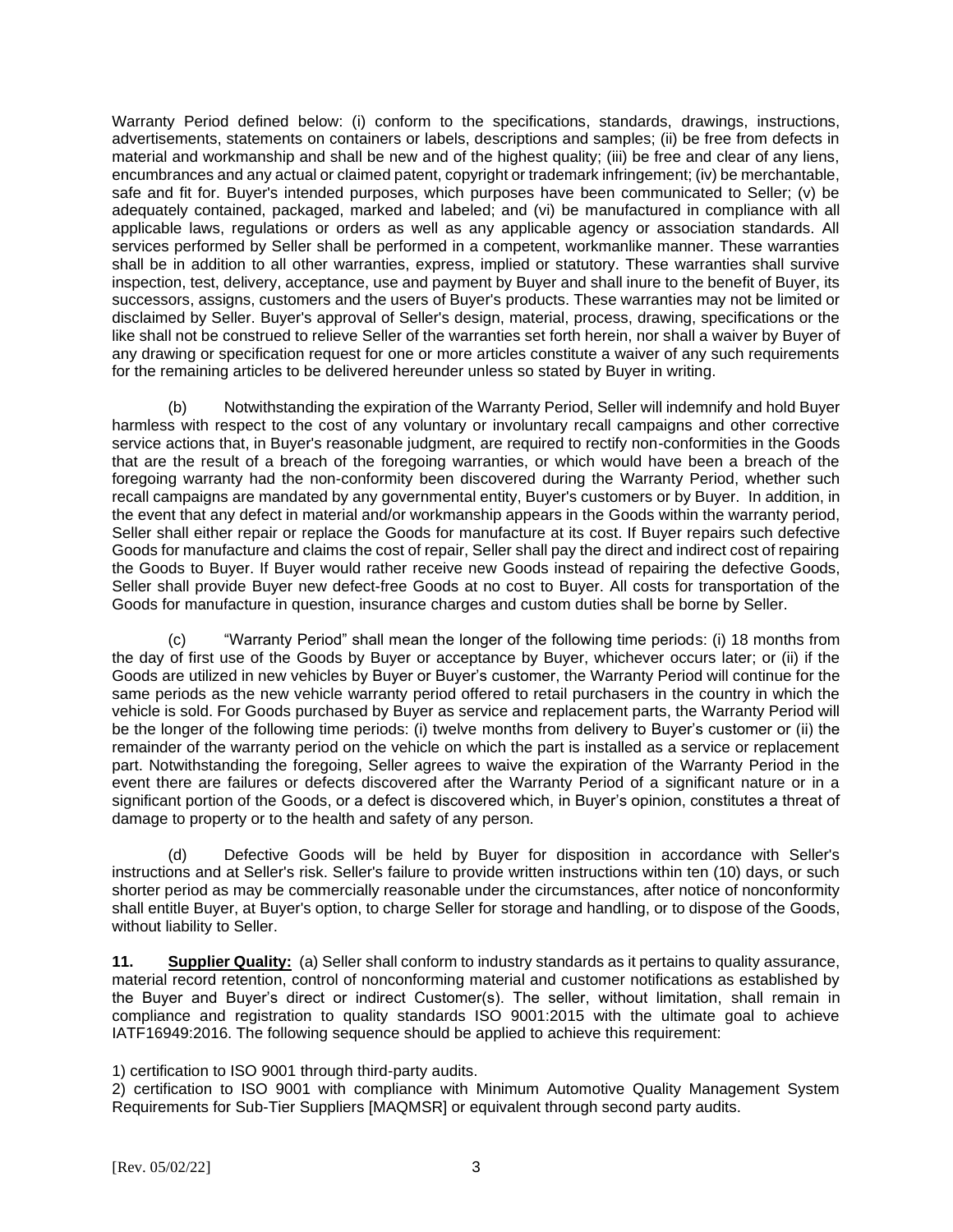Warranty Period defined below: (i) conform to the specifications, standards, drawings, instructions, advertisements, statements on containers or labels, descriptions and samples; (ii) be free from defects in material and workmanship and shall be new and of the highest quality; (iii) be free and clear of any liens, encumbrances and any actual or claimed patent, copyright or trademark infringement; (iv) be merchantable, safe and fit for. Buyer's intended purposes, which purposes have been communicated to Seller; (v) be adequately contained, packaged, marked and labeled; and (vi) be manufactured in compliance with all applicable laws, regulations or orders as well as any applicable agency or association standards. All services performed by Seller shall be performed in a competent, workmanlike manner. These warranties shall be in addition to all other warranties, express, implied or statutory. These warranties shall survive inspection, test, delivery, acceptance, use and payment by Buyer and shall inure to the benefit of Buyer, its successors, assigns, customers and the users of Buyer's products. These warranties may not be limited or disclaimed by Seller. Buyer's approval of Seller's design, material, process, drawing, specifications or the like shall not be construed to relieve Seller of the warranties set forth herein, nor shall a waiver by Buyer of any drawing or specification request for one or more articles constitute a waiver of any such requirements for the remaining articles to be delivered hereunder unless so stated by Buyer in writing.

(b) Notwithstanding the expiration of the Warranty Period, Seller will indemnify and hold Buyer harmless with respect to the cost of any voluntary or involuntary recall campaigns and other corrective service actions that, in Buyer's reasonable judgment, are required to rectify non-conformities in the Goods that are the result of a breach of the foregoing warranties, or which would have been a breach of the foregoing warranty had the non-conformity been discovered during the Warranty Period, whether such recall campaigns are mandated by any governmental entity, Buyer's customers or by Buyer. In addition, in the event that any defect in material and/or workmanship appears in the Goods within the warranty period, Seller shall either repair or replace the Goods for manufacture at its cost. If Buyer repairs such defective Goods for manufacture and claims the cost of repair, Seller shall pay the direct and indirect cost of repairing the Goods to Buyer. If Buyer would rather receive new Goods instead of repairing the defective Goods, Seller shall provide Buyer new defect-free Goods at no cost to Buyer. All costs for transportation of the Goods for manufacture in question, insurance charges and custom duties shall be borne by Seller.

(c) "Warranty Period" shall mean the longer of the following time periods: (i) 18 months from the day of first use of the Goods by Buyer or acceptance by Buyer, whichever occurs later; or (ii) if the Goods are utilized in new vehicles by Buyer or Buyer's customer, the Warranty Period will continue for the same periods as the new vehicle warranty period offered to retail purchasers in the country in which the vehicle is sold. For Goods purchased by Buyer as service and replacement parts, the Warranty Period will be the longer of the following time periods: (i) twelve months from delivery to Buyer's customer or (ii) the remainder of the warranty period on the vehicle on which the part is installed as a service or replacement part. Notwithstanding the foregoing, Seller agrees to waive the expiration of the Warranty Period in the event there are failures or defects discovered after the Warranty Period of a significant nature or in a significant portion of the Goods, or a defect is discovered which, in Buyer's opinion, constitutes a threat of damage to property or to the health and safety of any person.

(d) Defective Goods will be held by Buyer for disposition in accordance with Seller's instructions and at Seller's risk. Seller's failure to provide written instructions within ten (10) days, or such shorter period as may be commercially reasonable under the circumstances, after notice of nonconformity shall entitle Buyer, at Buyer's option, to charge Seller for storage and handling, or to dispose of the Goods, without liability to Seller.

**11. Supplier Quality:** (a) Seller shall conform to industry standards as it pertains to quality assurance, material record retention, control of nonconforming material and customer notifications as established by the Buyer and Buyer's direct or indirect Customer(s). The seller, without limitation, shall remain in compliance and registration to quality standards ISO 9001:2015 with the ultimate goal to achieve IATF16949:2016. The following sequence should be applied to achieve this requirement:

1) certification to ISO 9001 through third-party audits.

2) certification to ISO 9001 with compliance with Minimum Automotive Quality Management System Requirements for Sub-Tier Suppliers [MAQMSR] or equivalent through second party audits.

[Rev. 05/02/22]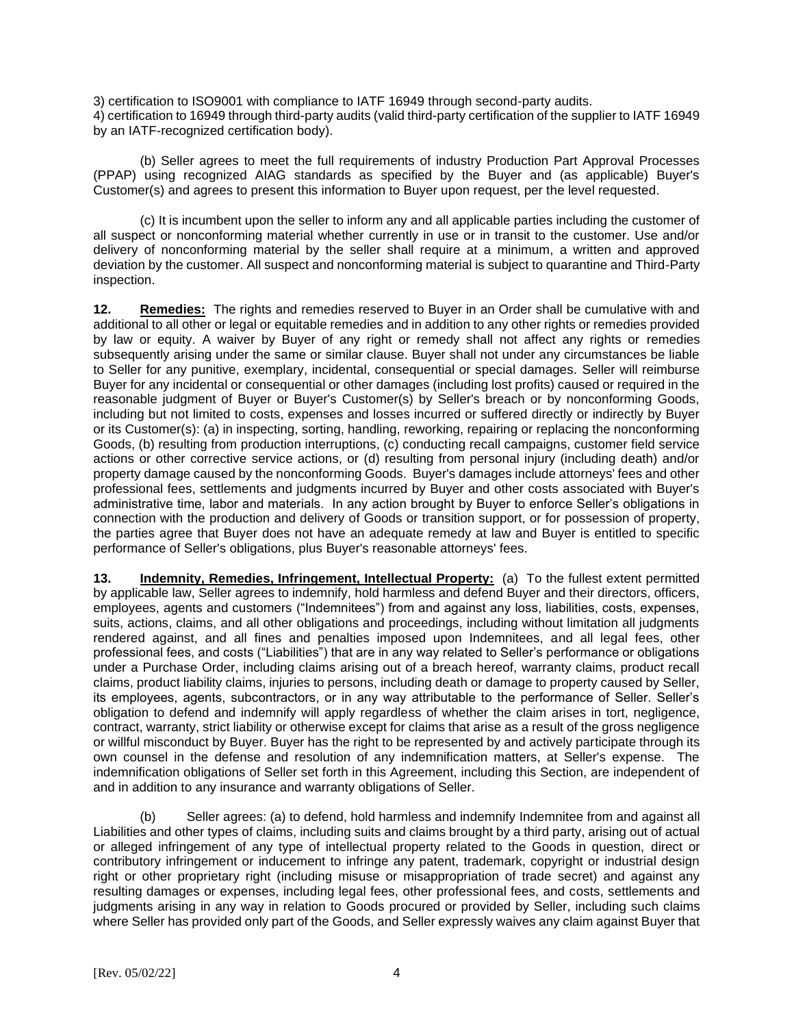3) certification to ISO9001 with compliance to IATF 16949 through second-party audits.
4) certification to 16949 through third-party audits (valid third-party certification of the supplier to IATF 16949 by an IATF-recognized certification body).

(b) Seller agrees to meet the full requirements of industry Production Part Approval Processes (PPAP) using recognized AIAG standards as specified by the Buyer and (as applicable) Buyer's Customer(s) and agrees to present this information to Buyer upon request, per the level requested.

(c) It is incumbent upon the seller to inform any and all applicable parties including the customer of all suspect or nonconforming material whether currently in use or in transit to the customer. Use and/or delivery of nonconforming material by the seller shall require at a minimum, a written and approved deviation by the customer. All suspect and nonconforming material is subject to quarantine and Third-Party inspection.

**12. Remedies:** The rights and remedies reserved to Buyer in an Order shall be cumulative with and additional to all other or legal or equitable remedies and in addition to any other rights or remedies provided by law or equity. A waiver by Buyer of any right or remedy shall not affect any rights or remedies subsequently arising under the same or similar clause. Buyer shall not under any circumstances be liable to Seller for any punitive, exemplary, incidental, consequential or special damages. Seller will reimburse Buyer for any incidental or consequential or other damages (including lost profits) caused or required in the reasonable judgment of Buyer or Buyer's Customer(s) by Seller's breach or by nonconforming Goods, including but not limited to costs, expenses and losses incurred or suffered directly or indirectly by Buyer or its Customer(s): (a) in inspecting, sorting, handling, reworking, repairing or replacing the nonconforming Goods, (b) resulting from production interruptions, (c) conducting recall campaigns, customer field service actions or other corrective service actions, or (d) resulting from personal injury (including death) and/or property damage caused by the nonconforming Goods. Buyer's damages include attorneys' fees and other professional fees, settlements and judgments incurred by Buyer and other costs associated with Buyer's administrative time, labor and materials. In any action brought by Buyer to enforce Seller's obligations in connection with the production and delivery of Goods or transition support, or for possession of property, the parties agree that Buyer does not have an adequate remedy at law and Buyer is entitled to specific performance of Seller's obligations, plus Buyer's reasonable attorneys' fees.

**13. Indemnity, Remedies, Infringement, Intellectual Property:** (a) To the fullest extent permitted by applicable law, Seller agrees to indemnify, hold harmless and defend Buyer and their directors, officers, employees, agents and customers ("Indemnitees") from and against any loss, liabilities, costs, expenses, suits, actions, claims, and all other obligations and proceedings, including without limitation all judgments rendered against, and all fines and penalties imposed upon Indemnitees, and all legal fees, other professional fees, and costs ("Liabilities") that are in any way related to Seller's performance or obligations under a Purchase Order, including claims arising out of a breach hereof, warranty claims, product recall claims, product liability claims, injuries to persons, including death or damage to property caused by Seller, its employees, agents, subcontractors, or in any way attributable to the performance of Seller. Seller's obligation to defend and indemnify will apply regardless of whether the claim arises in tort, negligence, contract, warranty, strict liability or otherwise except for claims that arise as a result of the gross negligence or willful misconduct by Buyer. Buyer has the right to be represented by and actively participate through its own counsel in the defense and resolution of any indemnification matters, at Seller's expense. The indemnification obligations of Seller set forth in this Agreement, including this Section, are independent of and in addition to any insurance and warranty obligations of Seller.

(b) Seller agrees: (a) to defend, hold harmless and indemnify Indemnitee from and against all Liabilities and other types of claims, including suits and claims brought by a third party, arising out of actual or alleged infringement of any type of intellectual property related to the Goods in question, direct or contributory infringement or inducement to infringe any patent, trademark, copyright or industrial design right or other proprietary right (including misuse or misappropriation of trade secret) and against any resulting damages or expenses, including legal fees, other professional fees, and costs, settlements and judgments arising in any way in relation to Goods procured or provided by Seller, including such claims where Seller has provided only part of the Goods, and Seller expressly waives any claim against Buyer that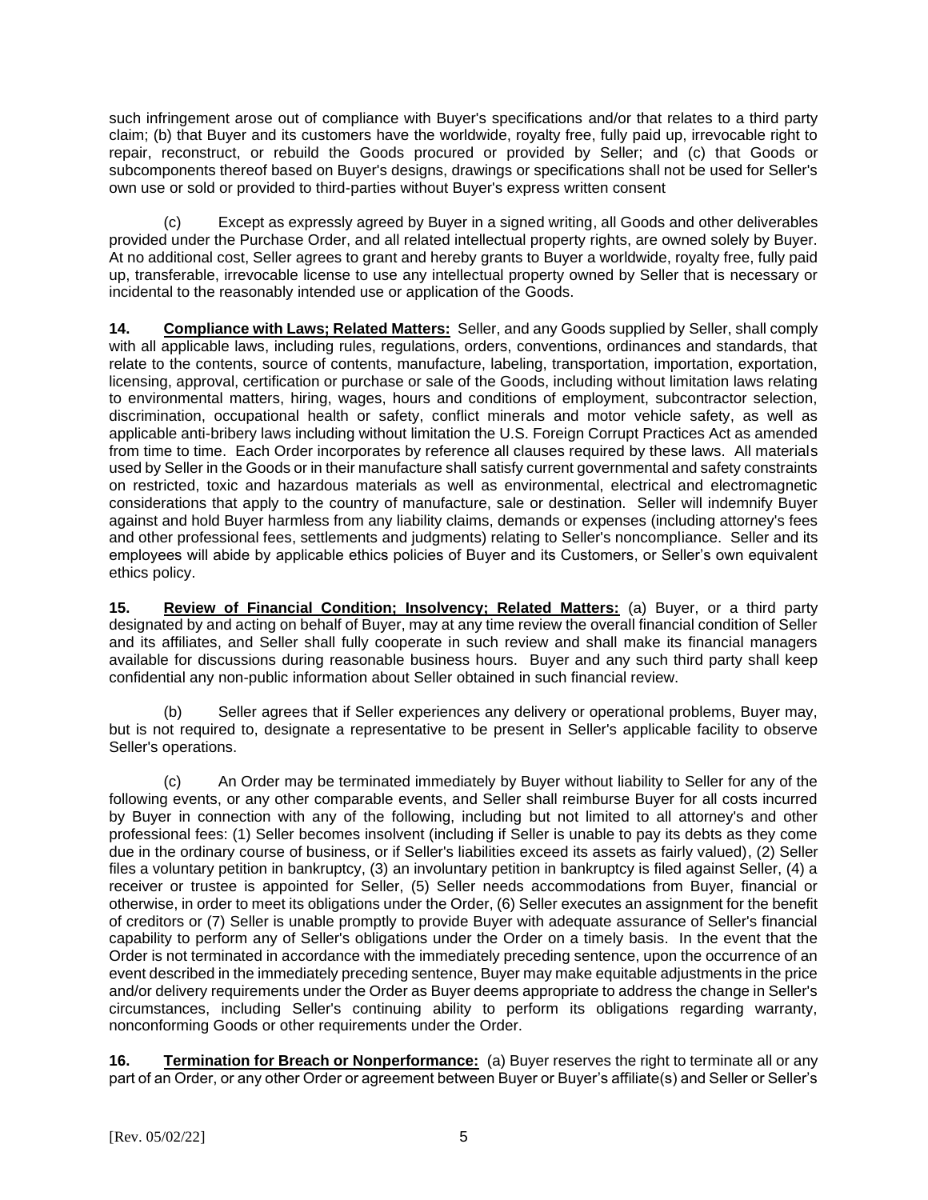such infringement arose out of compliance with Buyer's specifications and/or that relates to a third party claim; (b) that Buyer and its customers have the worldwide, royalty free, fully paid up, irrevocable right to repair, reconstruct, or rebuild the Goods procured or provided by Seller; and (c) that Goods or subcomponents thereof based on Buyer's designs, drawings or specifications shall not be used for Seller's own use or sold or provided to third-parties without Buyer's express written consent

(c) Except as expressly agreed by Buyer in a signed writing, all Goods and other deliverables provided under the Purchase Order, and all related intellectual property rights, are owned solely by Buyer. At no additional cost, Seller agrees to grant and hereby grants to Buyer a worldwide, royalty free, fully paid up, transferable, irrevocable license to use any intellectual property owned by Seller that is necessary or incidental to the reasonably intended use or application of the Goods.

**14. Compliance with Laws; Related Matters:** Seller, and any Goods supplied by Seller, shall comply with all applicable laws, including rules, regulations, orders, conventions, ordinances and standards, that relate to the contents, source of contents, manufacture, labeling, transportation, importation, exportation, licensing, approval, certification or purchase or sale of the Goods, including without limitation laws relating to environmental matters, hiring, wages, hours and conditions of employment, subcontractor selection, discrimination, occupational health or safety, conflict minerals and motor vehicle safety, as well as applicable anti-bribery laws including without limitation the U.S. Foreign Corrupt Practices Act as amended from time to time. Each Order incorporates by reference all clauses required by these laws. All materials used by Seller in the Goods or in their manufacture shall satisfy current governmental and safety constraints on restricted, toxic and hazardous materials as well as environmental, electrical and electromagnetic considerations that apply to the country of manufacture, sale or destination. Seller will indemnify Buyer against and hold Buyer harmless from any liability claims, demands or expenses (including attorney's fees and other professional fees, settlements and judgments) relating to Seller's noncompliance. Seller and its employees will abide by applicable ethics policies of Buyer and its Customers, or Seller's own equivalent ethics policy.

**15. Review of Financial Condition; Insolvency; Related Matters:** (a) Buyer, or a third party designated by and acting on behalf of Buyer, may at any time review the overall financial condition of Seller and its affiliates, and Seller shall fully cooperate in such review and shall make its financial managers available for discussions during reasonable business hours. Buyer and any such third party shall keep confidential any non-public information about Seller obtained in such financial review.

(b) Seller agrees that if Seller experiences any delivery or operational problems, Buyer may, but is not required to, designate a representative to be present in Seller's applicable facility to observe Seller's operations.

(c) An Order may be terminated immediately by Buyer without liability to Seller for any of the following events, or any other comparable events, and Seller shall reimburse Buyer for all costs incurred by Buyer in connection with any of the following, including but not limited to all attorney's and other professional fees: (1) Seller becomes insolvent (including if Seller is unable to pay its debts as they come due in the ordinary course of business, or if Seller's liabilities exceed its assets as fairly valued), (2) Seller files a voluntary petition in bankruptcy, (3) an involuntary petition in bankruptcy is filed against Seller, (4) a receiver or trustee is appointed for Seller, (5) Seller needs accommodations from Buyer, financial or otherwise, in order to meet its obligations under the Order, (6) Seller executes an assignment for the benefit of creditors or (7) Seller is unable promptly to provide Buyer with adequate assurance of Seller's financial capability to perform any of Seller's obligations under the Order on a timely basis. In the event that the Order is not terminated in accordance with the immediately preceding sentence, upon the occurrence of an event described in the immediately preceding sentence, Buyer may make equitable adjustments in the price and/or delivery requirements under the Order as Buyer deems appropriate to address the change in Seller's circumstances, including Seller's continuing ability to perform its obligations regarding warranty, nonconforming Goods or other requirements under the Order.

**16. Termination for Breach or Nonperformance:** (a) Buyer reserves the right to terminate all or any part of an Order, or any other Order or agreement between Buyer or Buyer's affiliate(s) and Seller or Seller's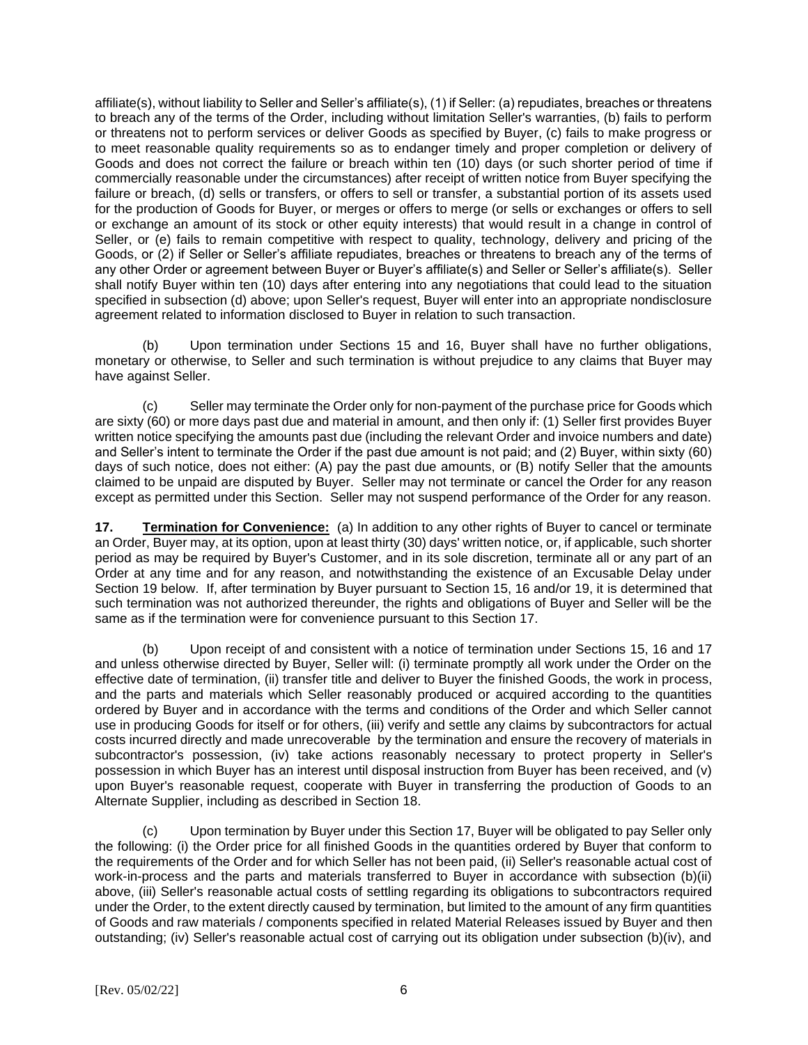affiliate(s), without liability to Seller and Seller's affiliate(s), (1) if Seller: (a) repudiates, breaches or threatens to breach any of the terms of the Order, including without limitation Seller's warranties, (b) fails to perform or threatens not to perform services or deliver Goods as specified by Buyer, (c) fails to make progress or to meet reasonable quality requirements so as to endanger timely and proper completion or delivery of Goods and does not correct the failure or breach within ten (10) days (or such shorter period of time if commercially reasonable under the circumstances) after receipt of written notice from Buyer specifying the failure or breach, (d) sells or transfers, or offers to sell or transfer, a substantial portion of its assets used for the production of Goods for Buyer, or merges or offers to merge (or sells or exchanges or offers to sell or exchange an amount of its stock or other equity interests) that would result in a change in control of Seller, or (e) fails to remain competitive with respect to quality, technology, delivery and pricing of the Goods, or (2) if Seller or Seller's affiliate repudiates, breaches or threatens to breach any of the terms of any other Order or agreement between Buyer or Buyer's affiliate(s) and Seller or Seller's affiliate(s). Seller shall notify Buyer within ten (10) days after entering into any negotiations that could lead to the situation specified in subsection (d) above; upon Seller's request, Buyer will enter into an appropriate nondisclosure agreement related to information disclosed to Buyer in relation to such transaction.

(b) Upon termination under Sections 15 and 16, Buyer shall have no further obligations, monetary or otherwise, to Seller and such termination is without prejudice to any claims that Buyer may have against Seller.

(c) Seller may terminate the Order only for non-payment of the purchase price for Goods which are sixty (60) or more days past due and material in amount, and then only if: (1) Seller first provides Buyer written notice specifying the amounts past due (including the relevant Order and invoice numbers and date) and Seller's intent to terminate the Order if the past due amount is not paid; and (2) Buyer, within sixty (60) days of such notice, does not either: (A) pay the past due amounts, or (B) notify Seller that the amounts claimed to be unpaid are disputed by Buyer. Seller may not terminate or cancel the Order for any reason except as permitted under this Section. Seller may not suspend performance of the Order for any reason.

**17. Termination for Convenience:** (a) In addition to any other rights of Buyer to cancel or terminate an Order, Buyer may, at its option, upon at least thirty (30) days' written notice, or, if applicable, such shorter period as may be required by Buyer's Customer, and in its sole discretion, terminate all or any part of an Order at any time and for any reason, and notwithstanding the existence of an Excusable Delay under Section 19 below. If, after termination by Buyer pursuant to Section 15, 16 and/or 19, it is determined that such termination was not authorized thereunder, the rights and obligations of Buyer and Seller will be the same as if the termination were for convenience pursuant to this Section 17.

(b) Upon receipt of and consistent with a notice of termination under Sections 15, 16 and 17 and unless otherwise directed by Buyer, Seller will: (i) terminate promptly all work under the Order on the effective date of termination, (ii) transfer title and deliver to Buyer the finished Goods, the work in process, and the parts and materials which Seller reasonably produced or acquired according to the quantities ordered by Buyer and in accordance with the terms and conditions of the Order and which Seller cannot use in producing Goods for itself or for others, (iii) verify and settle any claims by subcontractors for actual costs incurred directly and made unrecoverable by the termination and ensure the recovery of materials in subcontractor's possession, (iv) take actions reasonably necessary to protect property in Seller's possession in which Buyer has an interest until disposal instruction from Buyer has been received, and (v) upon Buyer's reasonable request, cooperate with Buyer in transferring the production of Goods to an Alternate Supplier, including as described in Section 18.

(c) Upon termination by Buyer under this Section 17, Buyer will be obligated to pay Seller only the following: (i) the Order price for all finished Goods in the quantities ordered by Buyer that conform to the requirements of the Order and for which Seller has not been paid, (ii) Seller's reasonable actual cost of work-in-process and the parts and materials transferred to Buyer in accordance with subsection (b)(ii) above, (iii) Seller's reasonable actual costs of settling regarding its obligations to subcontractors required under the Order, to the extent directly caused by termination, but limited to the amount of any firm quantities of Goods and raw materials / components specified in related Material Releases issued by Buyer and then outstanding; (iv) Seller's reasonable actual cost of carrying out its obligation under subsection (b)(iv), and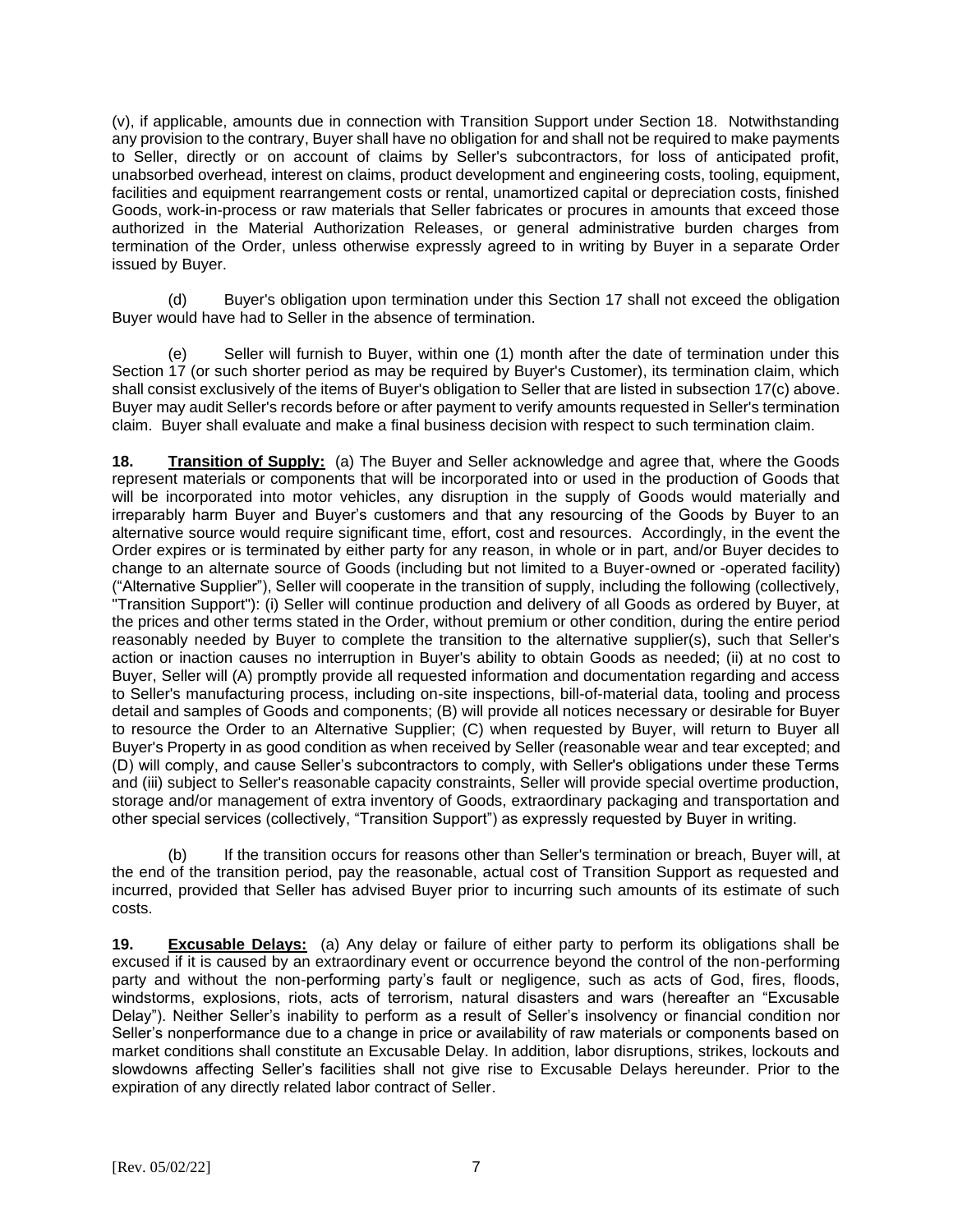(v), if applicable, amounts due in connection with Transition Support under Section 18. Notwithstanding any provision to the contrary, Buyer shall have no obligation for and shall not be required to make payments to Seller, directly or on account of claims by Seller's subcontractors, for loss of anticipated profit, unabsorbed overhead, interest on claims, product development and engineering costs, tooling, equipment, facilities and equipment rearrangement costs or rental, unamortized capital or depreciation costs, finished Goods, work-in-process or raw materials that Seller fabricates or procures in amounts that exceed those authorized in the Material Authorization Releases, or general administrative burden charges from termination of the Order, unless otherwise expressly agreed to in writing by Buyer in a separate Order issued by Buyer.

(d) Buyer's obligation upon termination under this Section 17 shall not exceed the obligation Buyer would have had to Seller in the absence of termination.

(e) Seller will furnish to Buyer, within one (1) month after the date of termination under this Section 17 (or such shorter period as may be required by Buyer's Customer), its termination claim, which shall consist exclusively of the items of Buyer's obligation to Seller that are listed in subsection 17(c) above. Buyer may audit Seller's records before or after payment to verify amounts requested in Seller's termination claim. Buyer shall evaluate and make a final business decision with respect to such termination claim.

**18. Transition of Supply:** (a) The Buyer and Seller acknowledge and agree that, where the Goods represent materials or components that will be incorporated into or used in the production of Goods that will be incorporated into motor vehicles, any disruption in the supply of Goods would materially and irreparably harm Buyer and Buyer's customers and that any resourcing of the Goods by Buyer to an alternative source would require significant time, effort, cost and resources. Accordingly, in the event the Order expires or is terminated by either party for any reason, in whole or in part, and/or Buyer decides to change to an alternate source of Goods (including but not limited to a Buyer-owned or -operated facility) ("Alternative Supplier"), Seller will cooperate in the transition of supply, including the following (collectively, "Transition Support"): (i) Seller will continue production and delivery of all Goods as ordered by Buyer, at the prices and other terms stated in the Order, without premium or other condition, during the entire period reasonably needed by Buyer to complete the transition to the alternative supplier(s), such that Seller's action or inaction causes no interruption in Buyer's ability to obtain Goods as needed; (ii) at no cost to Buyer, Seller will (A) promptly provide all requested information and documentation regarding and access to Seller's manufacturing process, including on-site inspections, bill-of-material data, tooling and process detail and samples of Goods and components; (B) will provide all notices necessary or desirable for Buyer to resource the Order to an Alternative Supplier; (C) when requested by Buyer, will return to Buyer all Buyer's Property in as good condition as when received by Seller (reasonable wear and tear excepted; and (D) will comply, and cause Seller's subcontractors to comply, with Seller's obligations under these Terms and (iii) subject to Seller's reasonable capacity constraints, Seller will provide special overtime production, storage and/or management of extra inventory of Goods, extraordinary packaging and transportation and other special services (collectively, "Transition Support") as expressly requested by Buyer in writing.

(b) If the transition occurs for reasons other than Seller's termination or breach, Buyer will, at the end of the transition period, pay the reasonable, actual cost of Transition Support as requested and incurred, provided that Seller has advised Buyer prior to incurring such amounts of its estimate of such costs.

**19. Excusable Delays:** (a) Any delay or failure of either party to perform its obligations shall be excused if it is caused by an extraordinary event or occurrence beyond the control of the non-performing party and without the non-performing party's fault or negligence, such as acts of God, fires, floods, windstorms, explosions, riots, acts of terrorism, natural disasters and wars (hereafter an "Excusable Delay"). Neither Seller's inability to perform as a result of Seller's insolvency or financial condition nor Seller's nonperformance due to a change in price or availability of raw materials or components based on market conditions shall constitute an Excusable Delay. In addition, labor disruptions, strikes, lockouts and slowdowns affecting Seller's facilities shall not give rise to Excusable Delays hereunder. Prior to the expiration of any directly related labor contract of Seller.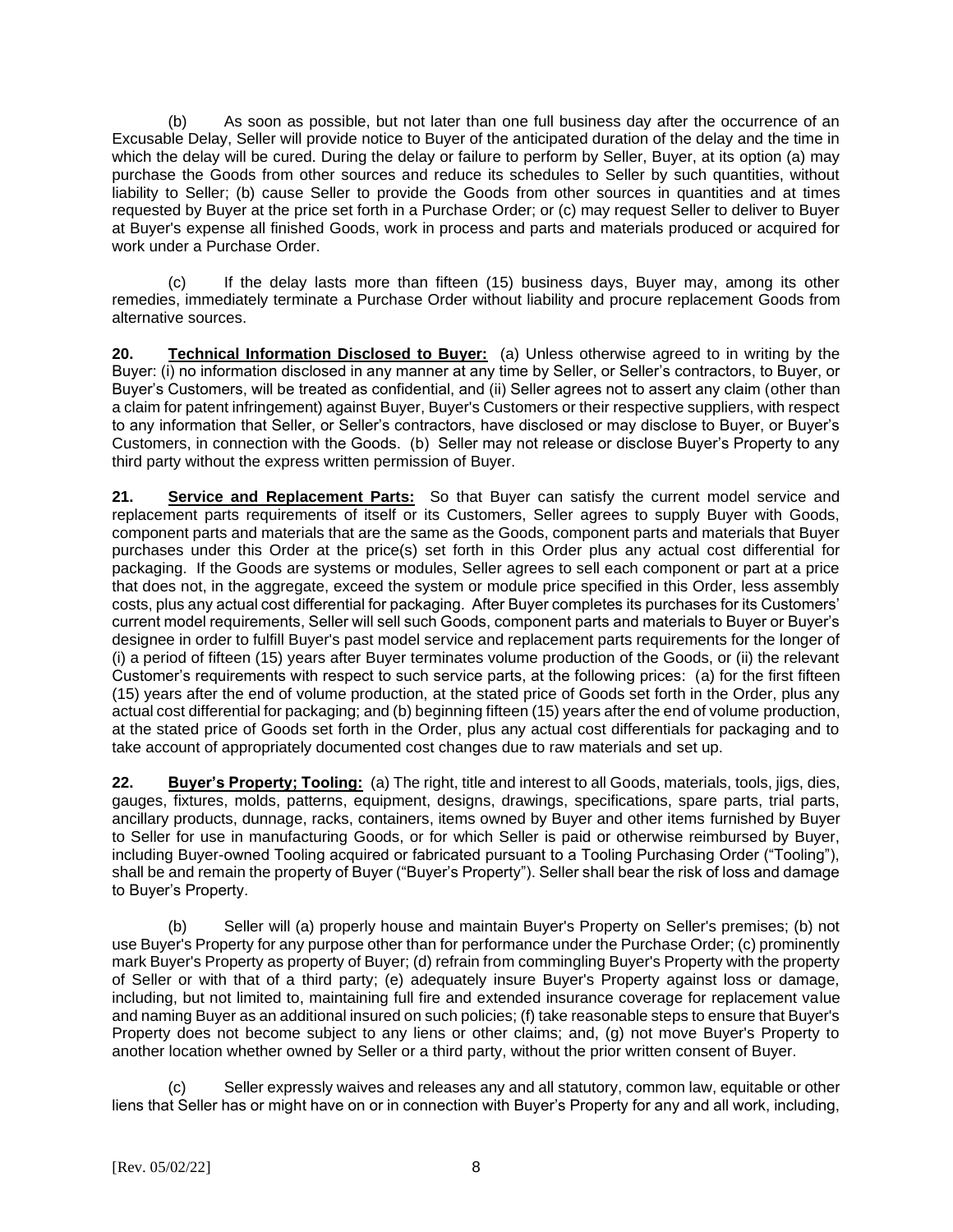(b) As soon as possible, but not later than one full business day after the occurrence of an Excusable Delay, Seller will provide notice to Buyer of the anticipated duration of the delay and the time in which the delay will be cured. During the delay or failure to perform by Seller, Buyer, at its option (a) may purchase the Goods from other sources and reduce its schedules to Seller by such quantities, without liability to Seller; (b) cause Seller to provide the Goods from other sources in quantities and at times requested by Buyer at the price set forth in a Purchase Order; or (c) may request Seller to deliver to Buyer at Buyer's expense all finished Goods, work in process and parts and materials produced or acquired for work under a Purchase Order.

(c) If the delay lasts more than fifteen (15) business days, Buyer may, among its other remedies, immediately terminate a Purchase Order without liability and procure replacement Goods from alternative sources.

**20. <u>Technical Information Disclosed to Buyer:</u>** (a) Unless otherwise agreed to in writing by the Buyer: (i) no information disclosed in any manner at any time by Seller, or Seller's contractors, to Buyer, or Buyer's Customers, will be treated as confidential, and (ii) Seller agrees not to assert any claim (other than a claim for patent infringement) against Buyer, Buyer's Customers or their respective suppliers, with respect to any information that Seller, or Seller's contractors, have disclosed or may disclose to Buyer, or Buyer's Customers, in connection with the Goods. (b) Seller may not release or disclose Buyer's Property to any third party without the express written permission of Buyer.

**21. <u>Service and Replacement Parts:</u>** So that Buyer can satisfy the current model service and replacement parts requirements of itself or its Customers, Seller agrees to supply Buyer with Goods, component parts and materials that are the same as the Goods, component parts and materials that Buyer purchases under this Order at the price(s) set forth in this Order plus any actual cost differential for packaging. If the Goods are systems or modules, Seller agrees to sell each component or part at a price that does not, in the aggregate, exceed the system or module price specified in this Order, less assembly costs, plus any actual cost differential for packaging. After Buyer completes its purchases for its Customers' current model requirements, Seller will sell such Goods, component parts and materials to Buyer or Buyer's designee in order to fulfill Buyer's past model service and replacement parts requirements for the longer of (i) a period of fifteen (15) years after Buyer terminates volume production of the Goods, or (ii) the relevant Customer's requirements with respect to such service parts, at the following prices: (a) for the first fifteen (15) years after the end of volume production, at the stated price of Goods set forth in the Order, plus any actual cost differential for packaging; and (b) beginning fifteen (15) years after the end of volume production, at the stated price of Goods set forth in the Order, plus any actual cost differentials for packaging and to take account of appropriately documented cost changes due to raw materials and set up.

**22. <u>Buyer's Property; Tooling:</u>** (a) The right, title and interest to all Goods, materials, tools, jigs, dies, gauges, fixtures, molds, patterns, equipment, designs, drawings, specifications, spare parts, trial parts, ancillary products, dunnage, racks, containers, items owned by Buyer and other items furnished by Buyer to Seller for use in manufacturing Goods, or for which Seller is paid or otherwise reimbursed by Buyer, including Buyer-owned Tooling acquired or fabricated pursuant to a Tooling Purchasing Order ("Tooling"), shall be and remain the property of Buyer ("Buyer's Property"). Seller shall bear the risk of loss and damage to Buyer's Property.

(b) Seller will (a) properly house and maintain Buyer's Property on Seller's premises; (b) not use Buyer's Property for any purpose other than for performance under the Purchase Order; (c) prominently mark Buyer's Property as property of Buyer; (d) refrain from commingling Buyer's Property with the property of Seller or with that of a third party; (e) adequately insure Buyer's Property against loss or damage, including, but not limited to, maintaining full fire and extended insurance coverage for replacement value and naming Buyer as an additional insured on such policies; (f) take reasonable steps to ensure that Buyer's Property does not become subject to any liens or other claims; and, (g) not move Buyer's Property to another location whether owned by Seller or a third party, without the prior written consent of Buyer.

(c) Seller expressly waives and releases any and all statutory, common law, equitable or other liens that Seller has or might have on or in connection with Buyer's Property for any and all work, including,

[Rev. 05/02/22]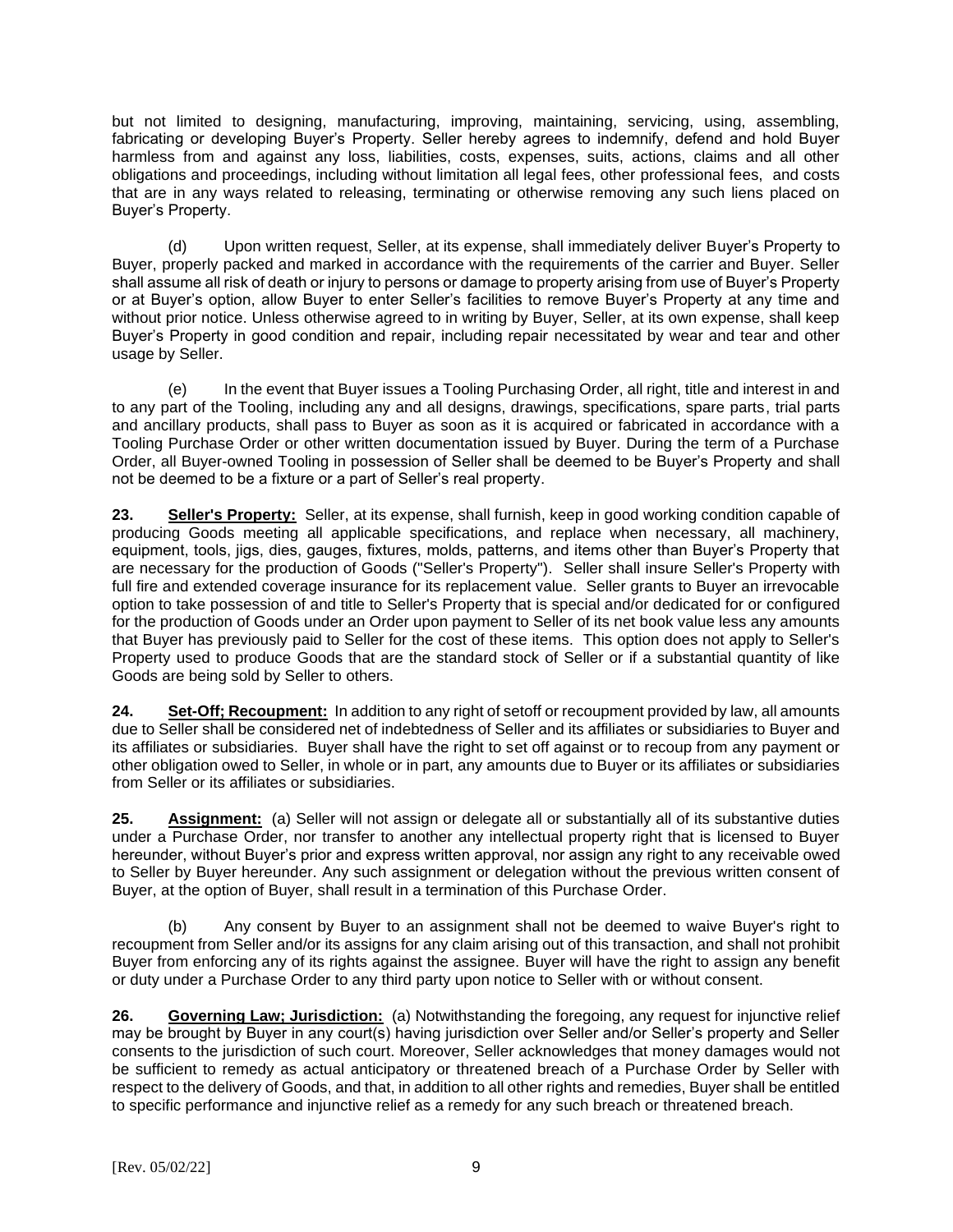but not limited to designing, manufacturing, improving, maintaining, servicing, using, assembling, fabricating or developing Buyer's Property. Seller hereby agrees to indemnify, defend and hold Buyer harmless from and against any loss, liabilities, costs, expenses, suits, actions, claims and all other obligations and proceedings, including without limitation all legal fees, other professional fees, and costs that are in any ways related to releasing, terminating or otherwise removing any such liens placed on Buyer's Property.

(d) Upon written request, Seller, at its expense, shall immediately deliver Buyer's Property to Buyer, properly packed and marked in accordance with the requirements of the carrier and Buyer. Seller shall assume all risk of death or injury to persons or damage to property arising from use of Buyer's Property or at Buyer's option, allow Buyer to enter Seller's facilities to remove Buyer's Property at any time and without prior notice. Unless otherwise agreed to in writing by Buyer, Seller, at its own expense, shall keep Buyer's Property in good condition and repair, including repair necessitated by wear and tear and other usage by Seller.

(e) In the event that Buyer issues a Tooling Purchasing Order, all right, title and interest in and to any part of the Tooling, including any and all designs, drawings, specifications, spare parts, trial parts and ancillary products, shall pass to Buyer as soon as it is acquired or fabricated in accordance with a Tooling Purchase Order or other written documentation issued by Buyer. During the term of a Purchase Order, all Buyer-owned Tooling in possession of Seller shall be deemed to be Buyer's Property and shall not be deemed to be a fixture or a part of Seller's real property.

**23. Seller's Property:** Seller, at its expense, shall furnish, keep in good working condition capable of producing Goods meeting all applicable specifications, and replace when necessary, all machinery, equipment, tools, jigs, dies, gauges, fixtures, molds, patterns, and items other than Buyer's Property that are necessary for the production of Goods ("Seller's Property"). Seller shall insure Seller's Property with full fire and extended coverage insurance for its replacement value. Seller grants to Buyer an irrevocable option to take possession of and title to Seller's Property that is special and/or dedicated for or configured for the production of Goods under an Order upon payment to Seller of its net book value less any amounts that Buyer has previously paid to Seller for the cost of these items. This option does not apply to Seller's Property used to produce Goods that are the standard stock of Seller or if a substantial quantity of like Goods are being sold by Seller to others.

**24. Set-Off; Recoupment:** In addition to any right of setoff or recoupment provided by law, all amounts due to Seller shall be considered net of indebtedness of Seller and its affiliates or subsidiaries to Buyer and its affiliates or subsidiaries. Buyer shall have the right to set off against or to recoup from any payment or other obligation owed to Seller, in whole or in part, any amounts due to Buyer or its affiliates or subsidiaries from Seller or its affiliates or subsidiaries.

**25. Assignment:** (a) Seller will not assign or delegate all or substantially all of its substantive duties under a Purchase Order, nor transfer to another any intellectual property right that is licensed to Buyer hereunder, without Buyer's prior and express written approval, nor assign any right to any receivable owed to Seller by Buyer hereunder. Any such assignment or delegation without the previous written consent of Buyer, at the option of Buyer, shall result in a termination of this Purchase Order.

(b) Any consent by Buyer to an assignment shall not be deemed to waive Buyer's right to recoupment from Seller and/or its assigns for any claim arising out of this transaction, and shall not prohibit Buyer from enforcing any of its rights against the assignee. Buyer will have the right to assign any benefit or duty under a Purchase Order to any third party upon notice to Seller with or without consent.

**26. Governing Law; Jurisdiction:** (a) Notwithstanding the foregoing, any request for injunctive relief may be brought by Buyer in any court(s) having jurisdiction over Seller and/or Seller's property and Seller consents to the jurisdiction of such court. Moreover, Seller acknowledges that money damages would not be sufficient to remedy as actual anticipatory or threatened breach of a Purchase Order by Seller with respect to the delivery of Goods, and that, in addition to all other rights and remedies, Buyer shall be entitled to specific performance and injunctive relief as a remedy for any such breach or threatened breach.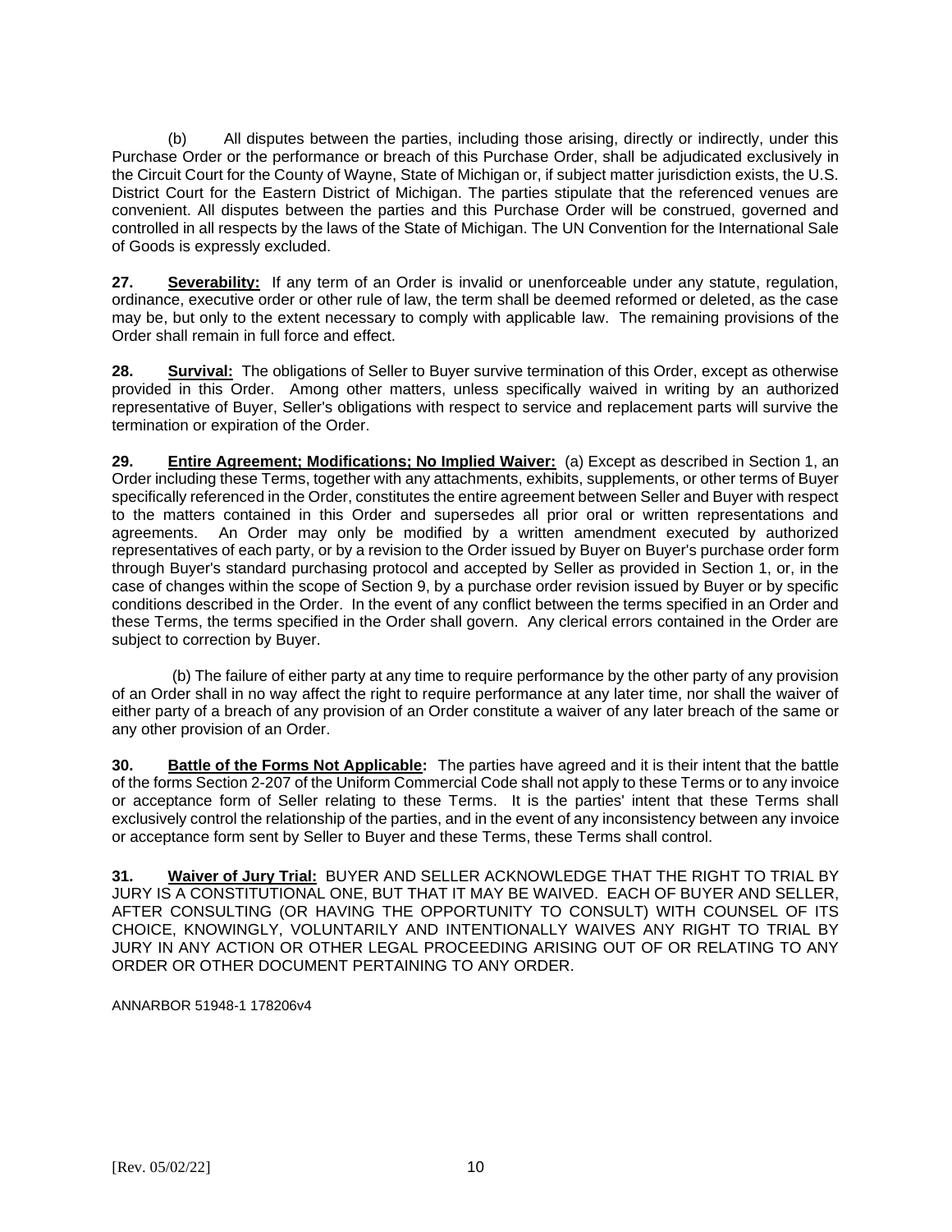(b) All disputes between the parties, including those arising, directly or indirectly, under this Purchase Order or the performance or breach of this Purchase Order, shall be adjudicated exclusively in the Circuit Court for the County of Wayne, State of Michigan or, if subject matter jurisdiction exists, the U.S. District Court for the Eastern District of Michigan. The parties stipulate that the referenced venues are convenient. All disputes between the parties and this Purchase Order will be construed, governed and controlled in all respects by the laws of the State of Michigan. The UN Convention for the International Sale of Goods is expressly excluded.

**27. Severability:** If any term of an Order is invalid or unenforceable under any statute, regulation, ordinance, executive order or other rule of law, the term shall be deemed reformed or deleted, as the case may be, but only to the extent necessary to comply with applicable law. The remaining provisions of the Order shall remain in full force and effect.

**28. Survival:** The obligations of Seller to Buyer survive termination of this Order, except as otherwise provided in this Order. Among other matters, unless specifically waived in writing by an authorized representative of Buyer, Seller's obligations with respect to service and replacement parts will survive the termination or expiration of the Order.

**29. Entire Agreement; Modifications; No Implied Waiver:** (a) Except as described in Section 1, an Order including these Terms, together with any attachments, exhibits, supplements, or other terms of Buyer specifically referenced in the Order, constitutes the entire agreement between Seller and Buyer with respect to the matters contained in this Order and supersedes all prior oral or written representations and agreements. An Order may only be modified by a written amendment executed by authorized representatives of each party, or by a revision to the Order issued by Buyer on Buyer's purchase order form through Buyer's standard purchasing protocol and accepted by Seller as provided in Section 1, or, in the case of changes within the scope of Section 9, by a purchase order revision issued by Buyer or by specific conditions described in the Order. In the event of any conflict between the terms specified in an Order and these Terms, the terms specified in the Order shall govern. Any clerical errors contained in the Order are subject to correction by Buyer.

(b) The failure of either party at any time to require performance by the other party of any provision of an Order shall in no way affect the right to require performance at any later time, nor shall the waiver of either party of a breach of any provision of an Order constitute a waiver of any later breach of the same or any other provision of an Order.

**30. Battle of the Forms Not Applicable:** The parties have agreed and it is their intent that the battle of the forms Section 2-207 of the Uniform Commercial Code shall not apply to these Terms or to any invoice or acceptance form of Seller relating to these Terms. It is the parties' intent that these Terms shall exclusively control the relationship of the parties, and in the event of any inconsistency between any invoice or acceptance form sent by Seller to Buyer and these Terms, these Terms shall control.

**31. Waiver of Jury Trial:** BUYER AND SELLER ACKNOWLEDGE THAT THE RIGHT TO TRIAL BY JURY IS A CONSTITUTIONAL ONE, BUT THAT IT MAY BE WAIVED. EACH OF BUYER AND SELLER, AFTER CONSULTING (OR HAVING THE OPPORTUNITY TO CONSULT) WITH COUNSEL OF ITS CHOICE, KNOWINGLY, VOLUNTARILY AND INTENTIONALLY WAIVES ANY RIGHT TO TRIAL BY JURY IN ANY ACTION OR OTHER LEGAL PROCEEDING ARISING OUT OF OR RELATING TO ANY ORDER OR OTHER DOCUMENT PERTAINING TO ANY ORDER.

ANNARBOR 51948-1 178206v4